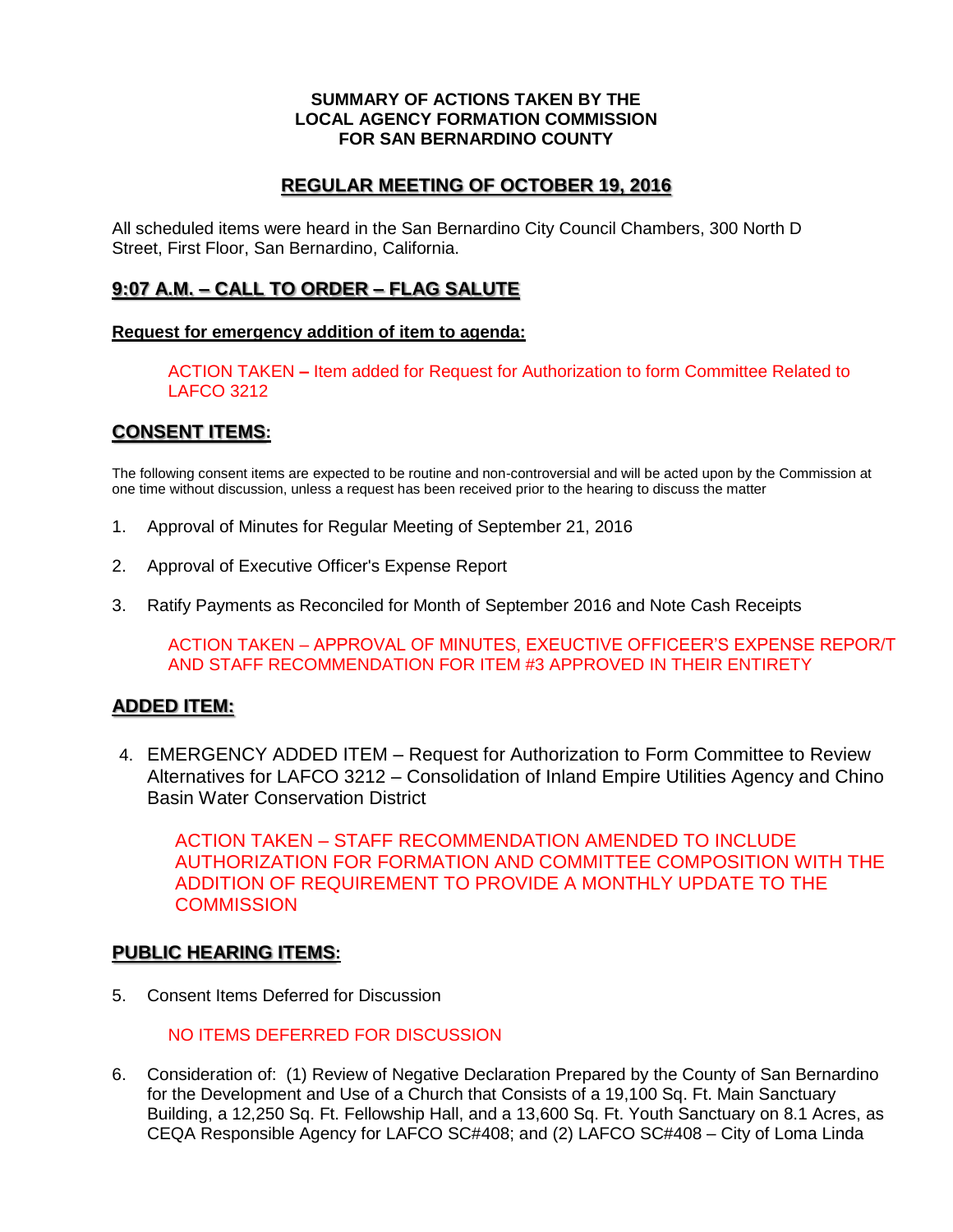**SUMMARY OF ACTIONS TAKEN BY THE**
**LOCAL AGENCY FORMATION COMMISSION**
**FOR SAN BERNARDINO COUNTY**

## REGULAR MEETING OF OCTOBER 19, 2016

All scheduled items were heard in the San Bernardino City Council Chambers, 300 North D Street, First Floor, San Bernardino, California.

## 9:07 A.M. – CALL TO ORDER – FLAG SALUTE

**Request for emergency addition of item to agenda:**

ACTION TAKEN – Item added for Request for Authorization to form Committee Related to LAFCO 3212

## CONSENT ITEMS:

The following consent items are expected to be routine and non-controversial and will be acted upon by the Commission at one time without discussion, unless a request has been received prior to the hearing to discuss the matter

1. Approval of Minutes for Regular Meeting of September 21, 2016

2. Approval of Executive Officer's Expense Report

3. Ratify Payments as Reconciled for Month of September 2016 and Note Cash Receipts

ACTION TAKEN – APPROVAL OF MINUTES, EXEUCTIVE OFFICEER'S EXPENSE REPOR/T AND STAFF RECOMMENDATION FOR ITEM #3 APPROVED IN THEIR ENTIRETY

## ADDED ITEM:

4. EMERGENCY ADDED ITEM – Request for Authorization to Form Committee to Review Alternatives for LAFCO 3212 – Consolidation of Inland Empire Utilities Agency and Chino Basin Water Conservation District

ACTION TAKEN – STAFF RECOMMENDATION AMENDED TO INCLUDE AUTHORIZATION FOR FORMATION AND COMMITTEE COMPOSITION WITH THE ADDITION OF REQUIREMENT TO PROVIDE A MONTHLY UPDATE TO THE COMMISSION

## PUBLIC HEARING ITEMS:

5. Consent Items Deferred for Discussion

NO ITEMS DEFERRED FOR DISCUSSION

6. Consideration of: (1) Review of Negative Declaration Prepared by the County of San Bernardino for the Development and Use of a Church that Consists of a 19,100 Sq. Ft. Main Sanctuary Building, a 12,250 Sq. Ft. Fellowship Hall, and a 13,600 Sq. Ft. Youth Sanctuary on 8.1 Acres, as CEQA Responsible Agency for LAFCO SC#408; and (2) LAFCO SC#408 – City of Loma Linda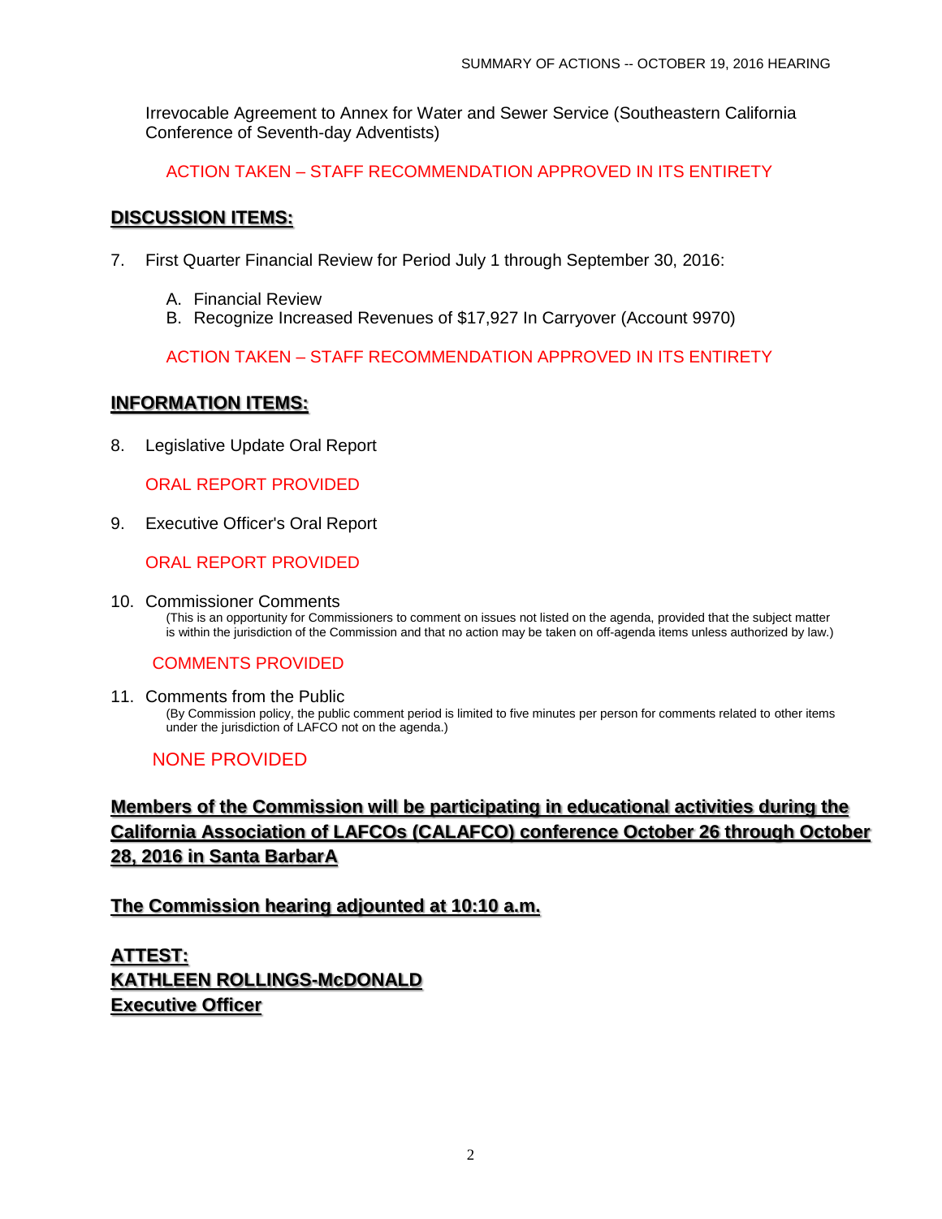Irrevocable Agreement to Annex for Water and Sewer Service (Southeastern California Conference of Seventh-day Adventists)

ACTION TAKEN – STAFF RECOMMENDATION APPROVED IN ITS ENTIRETY

## DISCUSSION ITEMS:

7. First Quarter Financial Review for Period July 1 through September 30, 2016:

   A. Financial Review
   B. Recognize Increased Revenues of $17,927 In Carryover (Account 9970)

   ACTION TAKEN – STAFF RECOMMENDATION APPROVED IN ITS ENTIRETY

## INFORMATION ITEMS:

8. Legislative Update Oral Report

   ORAL REPORT PROVIDED

9. Executive Officer's Oral Report

   ORAL REPORT PROVIDED

10. Commissioner Comments
    (This is an opportunity for Commissioners to comment on issues not listed on the agenda, provided that the subject matter is within the jurisdiction of the Commission and that no action may be taken on off-agenda items unless authorized by law.)

    COMMENTS PROVIDED

11. Comments from the Public
    (By Commission policy, the public comment period is limited to five minutes per person for comments related to other items under the jurisdiction of LAFCO not on the agenda.)

    NONE PROVIDED

**Members of the Commission will be participating in educational activities during the California Association of LAFCOs (CALAFCO) conference October 26 through October 28, 2016 in Santa BarbarA**

**The Commission hearing adjounted at 10:10 a.m.**

**ATTEST:**
**KATHLEEN ROLLINGS-McDONALD**
**Executive Officer**